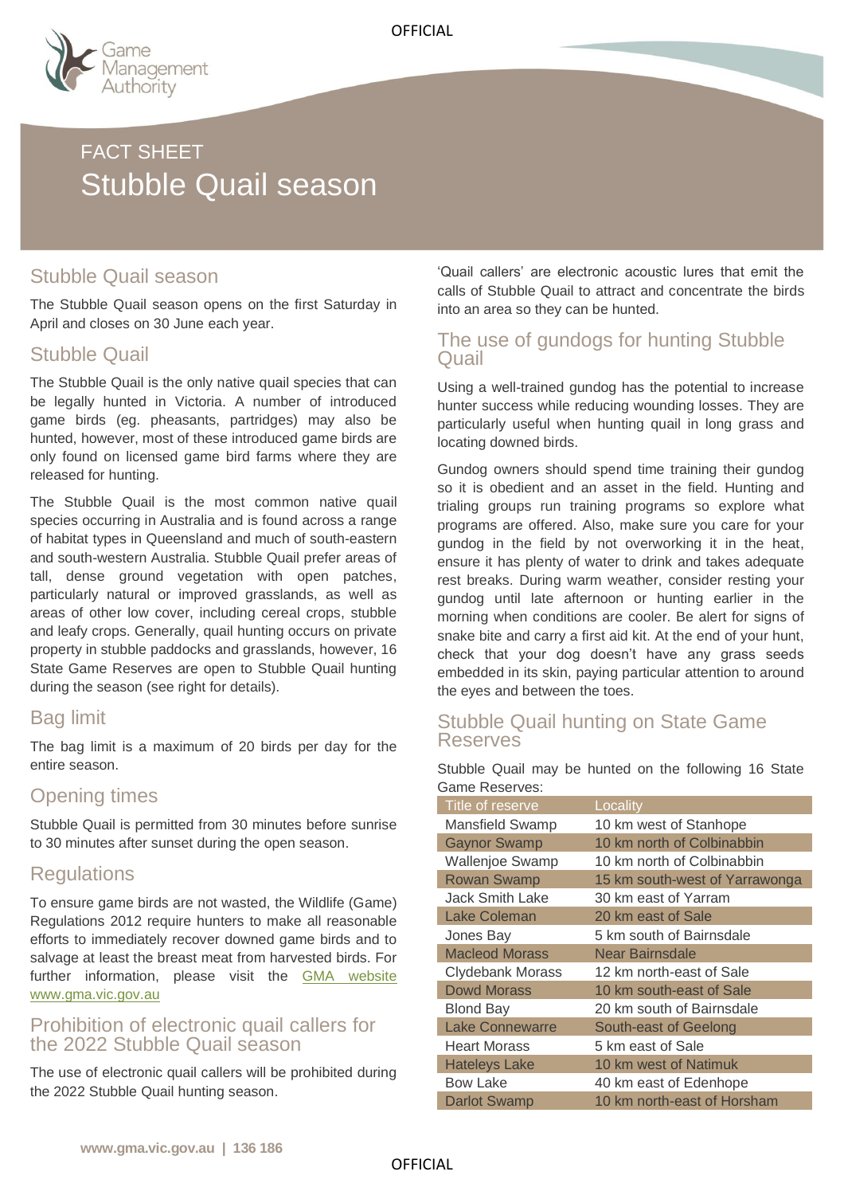FACT SHEET

# Stubble Quail season

## Stubble Quail season

The Stubble Quail season opens on the first Saturday in April and closes on 30 June each year.

## Stubble Quail

The Stubble Quail is the only native quail species that can be legally hunted in Victoria. A number of introduced game birds (eg. pheasants, partridges) may also be hunted, however, most of these introduced game birds are only found on licensed game bird farms where they are released for hunting.

The Stubble Quail is the most common native quail species occurring in Australia and is found across a range of habitat types in Queensland and much of south-eastern and south-western Australia. Stubble Quail prefer areas of tall, dense ground vegetation with open patches, particularly natural or improved grasslands, as well as areas of other low cover, including cereal crops, stubble and leafy crops. Generally, quail hunting occurs on private property in stubble paddocks and grasslands, however, 16 State Game Reserves are open to Stubble Quail hunting during the season (see right for details).

## Bag limit

The bag limit is a maximum of 20 birds per day for the entire season.

## Opening times

Stubble Quail is permitted from 30 minutes before sunrise to 30 minutes after sunset during the open season.

## Regulations

To ensure game birds are not wasted, the Wildlife (Game) Regulations 2012 require hunters to make all reasonable efforts to immediately recover downed game birds and to salvage at least the breast meat from harvested birds. For further information, please visit the GMA website www.gma.vic.gov.au

## Prohibition of electronic quail callers for the 2022 Stubble Quail season

The use of electronic quail callers will be prohibited during the 2022 Stubble Quail hunting season.

'Quail callers' are electronic acoustic lures that emit the calls of Stubble Quail to attract and concentrate the birds into an area so they can be hunted.

## The use of gundogs for hunting Stubble Quail

Using a well-trained gundog has the potential to increase hunter success while reducing wounding losses. They are particularly useful when hunting quail in long grass and locating downed birds.

Gundog owners should spend time training their gundog so it is obedient and an asset in the field. Hunting and trialing groups run training programs so explore what programs are offered. Also, make sure you care for your gundog in the field by not overworking it in the heat, ensure it has plenty of water to drink and takes adequate rest breaks. During warm weather, consider resting your gundog until late afternoon or hunting earlier in the morning when conditions are cooler. Be alert for signs of snake bite and carry a first aid kit. At the end of your hunt, check that your dog doesn't have any grass seeds embedded in its skin, paying particular attention to around the eyes and between the toes.

## Stubble Quail hunting on State Game Reserves

Stubble Quail may be hunted on the following 16 State Game Reserves:

| Title of reserve | Locality |
|---|---|
| Mansfield Swamp | 10 km west of Stanhope |
| Gaynor Swamp | 10 km north of Colbinabbin |
| Wallenjoe Swamp | 10 km north of Colbinabbin |
| Rowan Swamp | 15 km south-west of Yarrawonga |
| Jack Smith Lake | 30 km east of Yarram |
| Lake Coleman | 20 km east of Sale |
| Jones Bay | 5 km south of Bairnsdale |
| Macleod Morass | Near Bairnsdale |
| Clydebank Morass | 12 km north-east of Sale |
| Dowd Morass | 10 km south-east of Sale |
| Blond Bay | 20 km south of Bairnsdale |
| Lake Connewarre | South-east of Geelong |
| Heart Morass | 5 km east of Sale |
| Hateleys Lake | 10 km west of Natimuk |
| Bow Lake | 40 km east of Edenhope |
| Darlot Swamp | 10 km north-east of Horsham |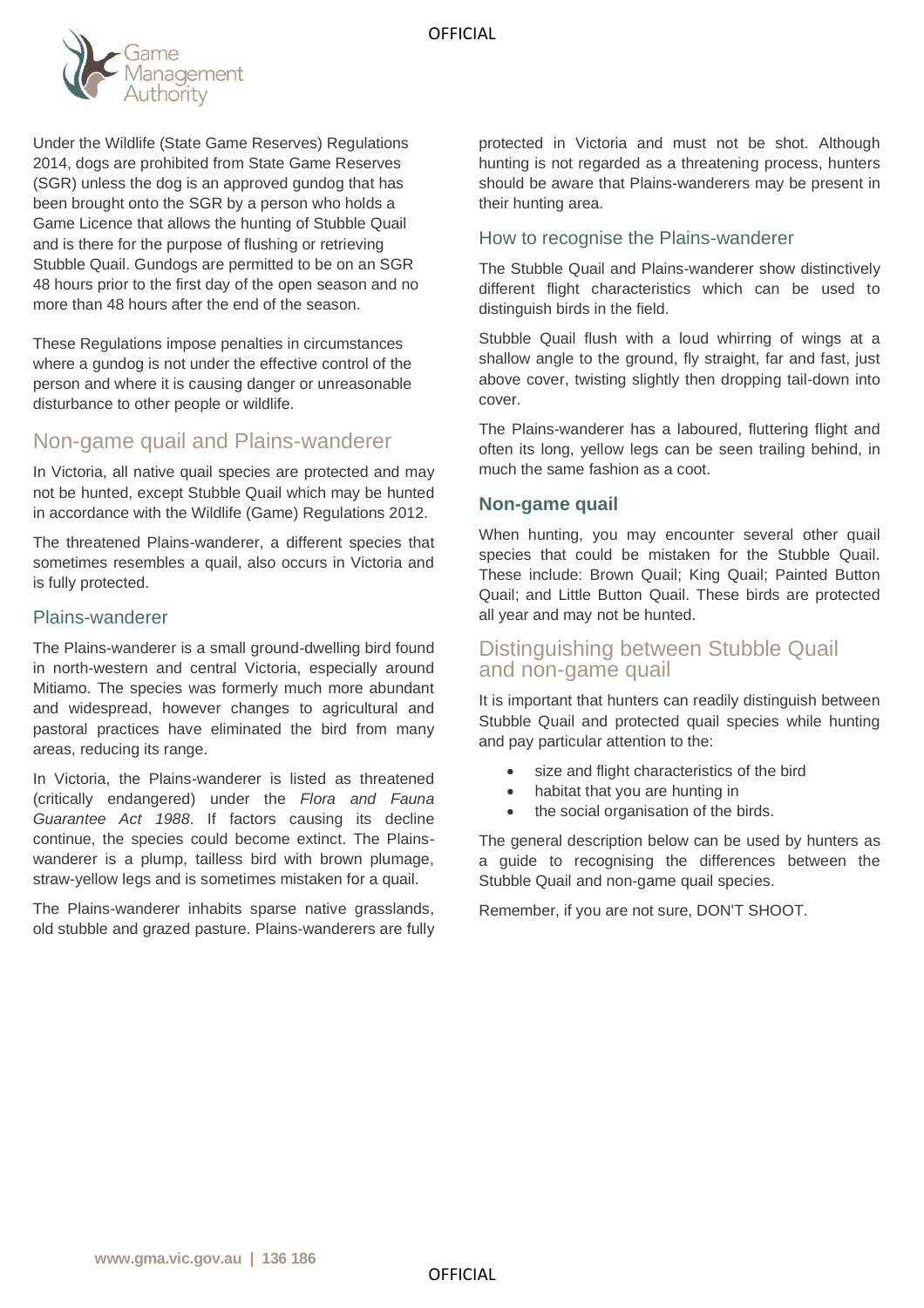Under the Wildlife (State Game Reserves) Regulations 2014, dogs are prohibited from State Game Reserves (SGR) unless the dog is an approved gundog that has been brought onto the SGR by a person who holds a Game Licence that allows the hunting of Stubble Quail and is there for the purpose of flushing or retrieving Stubble Quail. Gundogs are permitted to be on an SGR 48 hours prior to the first day of the open season and no more than 48 hours after the end of the season.

These Regulations impose penalties in circumstances where a gundog is not under the effective control of the person and where it is causing danger or unreasonable disturbance to other people or wildlife.

## Non-game quail and Plains-wanderer

In Victoria, all native quail species are protected and may not be hunted, except Stubble Quail which may be hunted in accordance with the Wildlife (Game) Regulations 2012.

The threatened Plains-wanderer, a different species that sometimes resembles a quail, also occurs in Victoria and is fully protected.

### Plains-wanderer

The Plains-wanderer is a small ground-dwelling bird found in north-western and central Victoria, especially around Mitiamo. The species was formerly much more abundant and widespread, however changes to agricultural and pastoral practices have eliminated the bird from many areas, reducing its range.

In Victoria, the Plains-wanderer is listed as threatened (critically endangered) under the *Flora and Fauna Guarantee Act 1988*. If factors causing its decline continue, the species could become extinct. The Plains-wanderer is a plump, tailless bird with brown plumage, straw-yellow legs and is sometimes mistaken for a quail.

The Plains-wanderer inhabits sparse native grasslands, old stubble and grazed pasture. Plains-wanderers are fully protected in Victoria and must not be shot. Although hunting is not regarded as a threatening process, hunters should be aware that Plains-wanderers may be present in their hunting area.

### How to recognise the Plains-wanderer

The Stubble Quail and Plains-wanderer show distinctively different flight characteristics which can be used to distinguish birds in the field.

Stubble Quail flush with a loud whirring of wings at a shallow angle to the ground, fly straight, far and fast, just above cover, twisting slightly then dropping tail-down into cover.

The Plains-wanderer has a laboured, fluttering flight and often its long, yellow legs can be seen trailing behind, in much the same fashion as a coot.

### Non-game quail

When hunting, you may encounter several other quail species that could be mistaken for the Stubble Quail. These include: Brown Quail; King Quail; Painted Button Quail; and Little Button Quail. These birds are protected all year and may not be hunted.

## Distinguishing between Stubble Quail and non-game quail

It is important that hunters can readily distinguish between Stubble Quail and protected quail species while hunting and pay particular attention to the:

- size and flight characteristics of the bird
- habitat that you are hunting in
- the social organisation of the birds.

The general description below can be used by hunters as a guide to recognising the differences between the Stubble Quail and non-game quail species.

Remember, if you are not sure, DON'T SHOOT.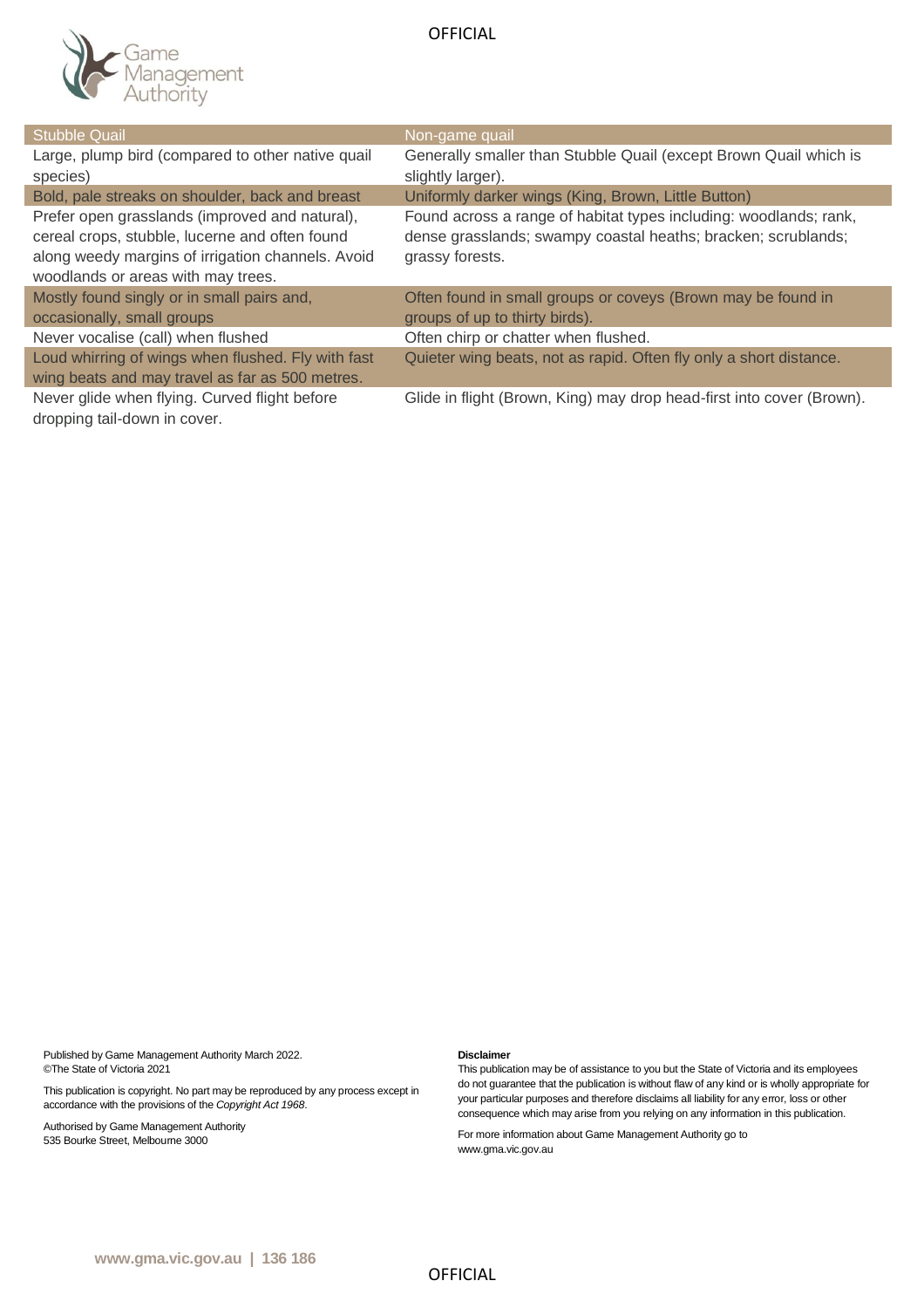| Stubble Quail | Non-game quail |
| --- | --- |
| Large, plump bird (compared to other native quail species) | Generally smaller than Stubble Quail (except Brown Quail which is slightly larger). |
| Bold, pale streaks on shoulder, back and breast | Uniformly darker wings (King, Brown, Little Button) |
| Prefer open grasslands (improved and natural), cereal crops, stubble, lucerne and often found along weedy margins of irrigation channels. Avoid woodlands or areas with may trees. | Found across a range of habitat types including: woodlands; rank, dense grasslands; swampy coastal heaths; bracken; scrublands; grassy forests. |
| Mostly found singly or in small pairs and, occasionally, small groups | Often found in small groups or coveys (Brown may be found in groups of up to thirty birds). |
| Never vocalise (call) when flushed | Often chirp or chatter when flushed. |
| Loud whirring of wings when flushed. Fly with fast wing beats and may travel as far as 500 metres. | Quieter wing beats, not as rapid. Often fly only a short distance. |
| Never glide when flying. Curved flight before dropping tail-down in cover. | Glide in flight (Brown, King) may drop head-first into cover (Brown). |

Published by Game Management Authority March 2022.
©The State of Victoria 2021

This publication is copyright. No part may be reproduced by any process except in accordance with the provisions of the *Copyright Act 1968*.

Authorised by Game Management Authority
535 Bourke Street, Melbourne 3000

**Disclaimer**

This publication may be of assistance to you but the State of Victoria and its employees do not guarantee that the publication is without flaw of any kind or is wholly appropriate for your particular purposes and therefore disclaims all liability for any error, loss or other consequence which may arise from you relying on any information in this publication.

For more information about Game Management Authority go to www.gma.vic.gov.au